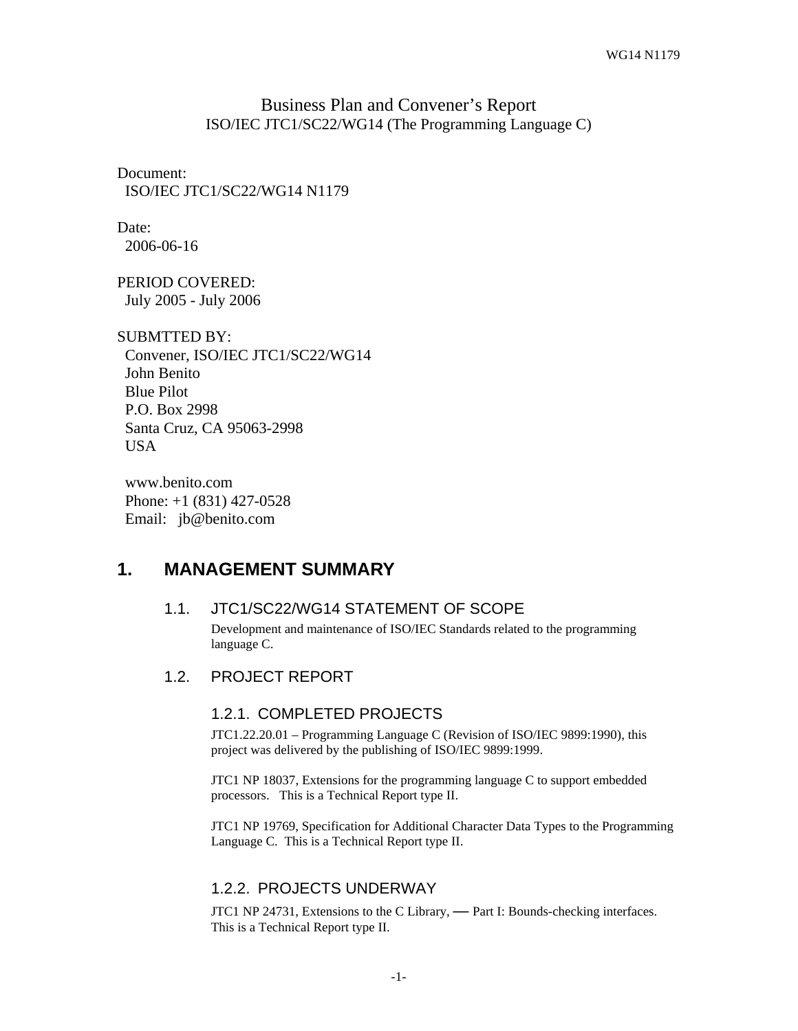Business Plan and Convener's Report
ISO/IEC JTC1/SC22/WG14 (The Programming Language C)

Document:
ISO/IEC JTC1/SC22/WG14 N1179

Date:
2006-06-16

PERIOD COVERED:
July 2005 - July 2006

SUBMTTED BY:
Convener, ISO/IEC JTC1/SC22/WG14
John Benito
Blue Pilot
P.O. Box 2998
Santa Cruz, CA 95063-2998
USA

www.benito.com
Phone: +1 (831) 427-0528
Email: jb@benito.com

# 1. MANAGEMENT SUMMARY

## 1.1. JTC1/SC22/WG14 STATEMENT OF SCOPE

Development and maintenance of ISO/IEC Standards related to the programming language C.

## 1.2. PROJECT REPORT

### 1.2.1. COMPLETED PROJECTS

JTC1.22.20.01 – Programming Language C (Revision of ISO/IEC 9899:1990), this project was delivered by the publishing of ISO/IEC 9899:1999.

JTC1 NP 18037, Extensions for the programming language C to support embedded processors. This is a Technical Report type II.

JTC1 NP 19769, Specification for Additional Character Data Types to the Programming Language C. This is a Technical Report type II.

### 1.2.2. PROJECTS UNDERWAY

JTC1 NP 24731, Extensions to the C Library, — Part I: Bounds-checking interfaces. This is a Technical Report type II.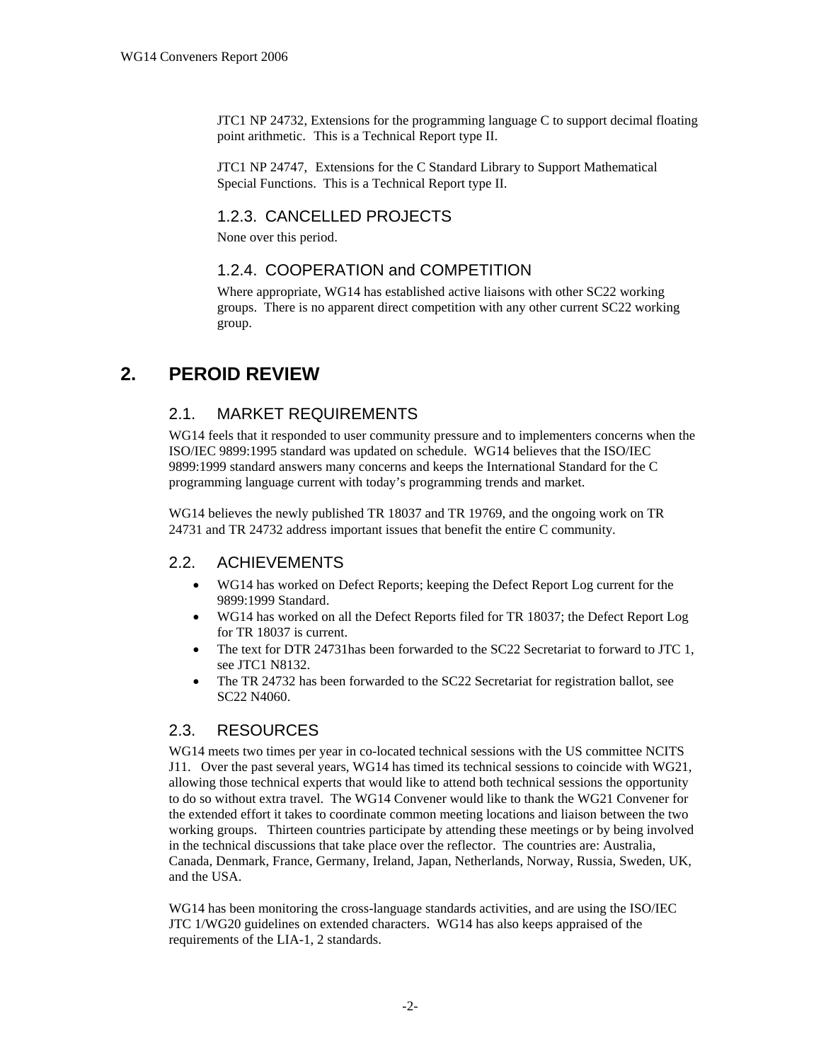JTC1 NP 24732, Extensions for the programming language C to support decimal floating point arithmetic. This is a Technical Report type II.

JTC1 NP 24747, Extensions for the C Standard Library to Support Mathematical Special Functions. This is a Technical Report type II.

### 1.2.3. CANCELLED PROJECTS

None over this period.

### 1.2.4. COOPERATION and COMPETITION

Where appropriate, WG14 has established active liaisons with other SC22 working groups. There is no apparent direct competition with any other current SC22 working group.

# 2. PEROID REVIEW

## 2.1. MARKET REQUIREMENTS

WG14 feels that it responded to user community pressure and to implementers concerns when the ISO/IEC 9899:1995 standard was updated on schedule. WG14 believes that the ISO/IEC 9899:1999 standard answers many concerns and keeps the International Standard for the C programming language current with today's programming trends and market.

WG14 believes the newly published TR 18037 and TR 19769, and the ongoing work on TR 24731 and TR 24732 address important issues that benefit the entire C community.

## 2.2. ACHIEVEMENTS

- WG14 has worked on Defect Reports; keeping the Defect Report Log current for the 9899:1999 Standard.
- WG14 has worked on all the Defect Reports filed for TR 18037; the Defect Report Log for TR 18037 is current.
- The text for DTR 24731has been forwarded to the SC22 Secretariat to forward to JTC 1, see JTC1 N8132.
- The TR 24732 has been forwarded to the SC22 Secretariat for registration ballot, see SC22 N4060.

## 2.3. RESOURCES

WG14 meets two times per year in co-located technical sessions with the US committee NCITS J11. Over the past several years, WG14 has timed its technical sessions to coincide with WG21, allowing those technical experts that would like to attend both technical sessions the opportunity to do so without extra travel. The WG14 Convener would like to thank the WG21 Convener for the extended effort it takes to coordinate common meeting locations and liaison between the two working groups. Thirteen countries participate by attending these meetings or by being involved in the technical discussions that take place over the reflector. The countries are: Australia, Canada, Denmark, France, Germany, Ireland, Japan, Netherlands, Norway, Russia, Sweden, UK, and the USA.

WG14 has been monitoring the cross-language standards activities, and are using the ISO/IEC JTC 1/WG20 guidelines on extended characters. WG14 has also keeps appraised of the requirements of the LIA-1, 2 standards.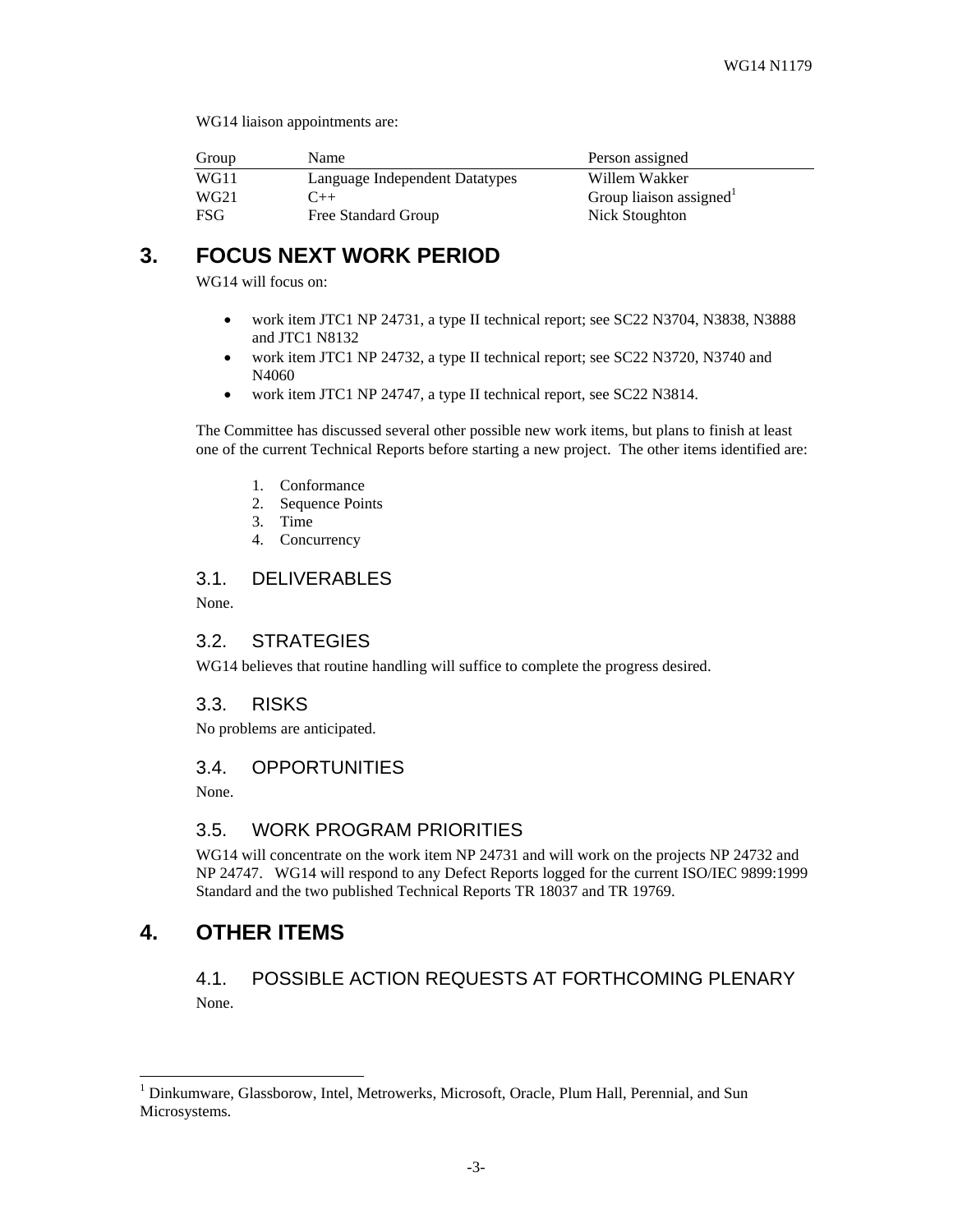WG14 liaison appointments are:

| Group | Name | Person assigned |
| --- | --- | --- |
| WG11 | Language Independent Datatypes | Willem Wakker |
| WG21 | C++ | Group liaison assigned[1] |
| FSG | Free Standard Group | Nick Stoughton |

# 3. FOCUS NEXT WORK PERIOD

WG14 will focus on:

- work item JTC1 NP 24731, a type II technical report; see SC22 N3704, N3838, N3888 and JTC1 N8132
- work item JTC1 NP 24732, a type II technical report; see SC22 N3720, N3740 and N4060
- work item JTC1 NP 24747, a type II technical report, see SC22 N3814.

The Committee has discussed several other possible new work items, but plans to finish at least one of the current Technical Reports before starting a new project. The other items identified are:

1. Conformance
2. Sequence Points
3. Time
4. Concurrency

## 3.1. DELIVERABLES

None.

## 3.2. STRATEGIES

WG14 believes that routine handling will suffice to complete the progress desired.

## 3.3. RISKS

No problems are anticipated.

## 3.4. OPPORTUNITIES

None.

## 3.5. WORK PROGRAM PRIORITIES

WG14 will concentrate on the work item NP 24731 and will work on the projects NP 24732 and NP 24747. WG14 will respond to any Defect Reports logged for the current ISO/IEC 9899:1999 Standard and the two published Technical Reports TR 18037 and TR 19769.

# 4. OTHER ITEMS

## 4.1. POSSIBLE ACTION REQUESTS AT FORTHCOMING PLENARY

None.

---

[1] Dinkumware, Glassborow, Intel, Metrowerks, Microsoft, Oracle, Plum Hall, Perennial, and Sun Microsystems.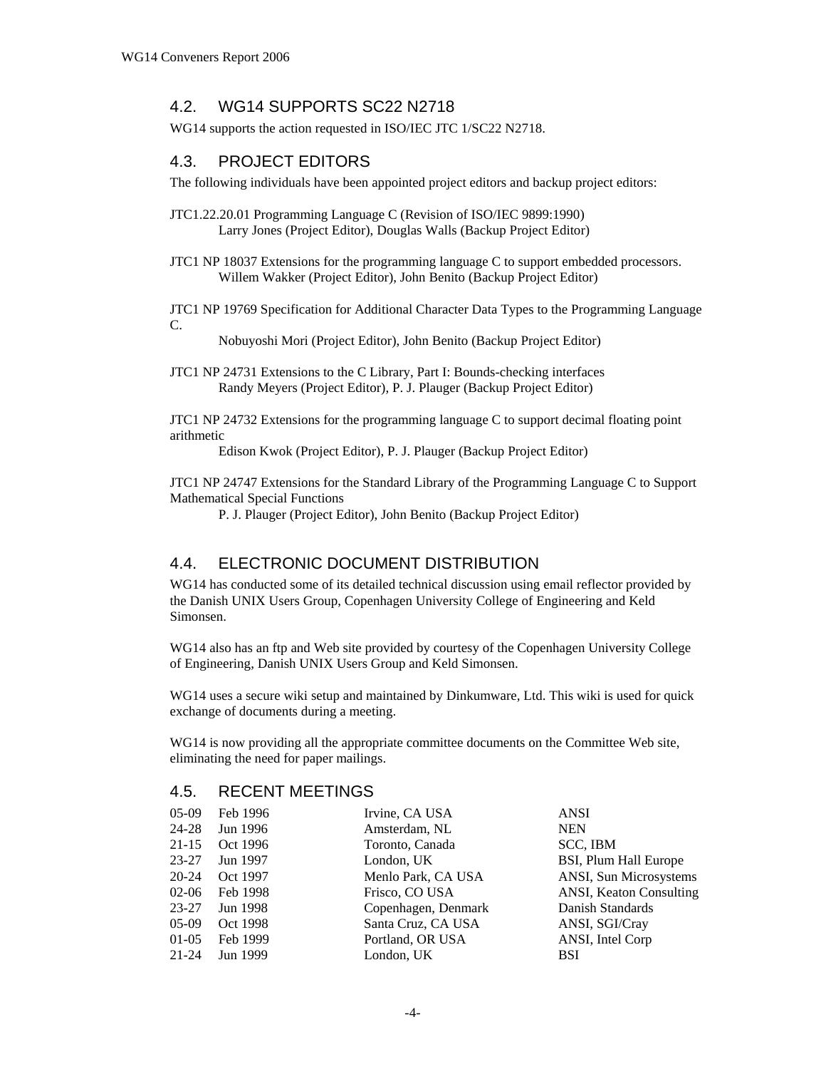## 4.2. WG14 SUPPORTS SC22 N2718

WG14 supports the action requested in ISO/IEC JTC 1/SC22 N2718.

## 4.3. PROJECT EDITORS

The following individuals have been appointed project editors and backup project editors:

JTC1.22.20.01 Programming Language C (Revision of ISO/IEC 9899:1990)
Larry Jones (Project Editor), Douglas Walls (Backup Project Editor)

JTC1 NP 18037 Extensions for the programming language C to support embedded processors.
Willem Wakker (Project Editor), John Benito (Backup Project Editor)

JTC1 NP 19769 Specification for Additional Character Data Types to the Programming Language C.
Nobuyoshi Mori (Project Editor), John Benito (Backup Project Editor)

JTC1 NP 24731 Extensions to the C Library, Part I: Bounds-checking interfaces
Randy Meyers (Project Editor), P. J. Plauger (Backup Project Editor)

JTC1 NP 24732 Extensions for the programming language C to support decimal floating point arithmetic
Edison Kwok (Project Editor), P. J. Plauger (Backup Project Editor)

JTC1 NP 24747 Extensions for the Standard Library of the Programming Language C to Support Mathematical Special Functions
P. J. Plauger (Project Editor), John Benito (Backup Project Editor)

## 4.4. ELECTRONIC DOCUMENT DISTRIBUTION

WG14 has conducted some of its detailed technical discussion using email reflector provided by the Danish UNIX Users Group, Copenhagen University College of Engineering and Keld Simonsen.

WG14 also has an ftp and Web site provided by courtesy of the Copenhagen University College of Engineering, Danish UNIX Users Group and Keld Simonsen.

WG14 uses a secure wiki setup and maintained by Dinkumware, Ltd. This wiki is used for quick exchange of documents during a meeting.

WG14 is now providing all the appropriate committee documents on the Committee Web site, eliminating the need for paper mailings.

## 4.5. RECENT MEETINGS

| | | | |
|---|---|---|---|
| 05-09 | Feb 1996 | Irvine, CA USA | ANSI |
| 24-28 | Jun 1996 | Amsterdam, NL | NEN |
| 21-15 | Oct 1996 | Toronto, Canada | SCC, IBM |
| 23-27 | Jun 1997 | London, UK | BSI, Plum Hall Europe |
| 20-24 | Oct 1997 | Menlo Park, CA USA | ANSI, Sun Microsystems |
| 02-06 | Feb 1998 | Frisco, CO USA | ANSI, Keaton Consulting |
| 23-27 | Jun 1998 | Copenhagen, Denmark | Danish Standards |
| 05-09 | Oct 1998 | Santa Cruz, CA USA | ANSI, SGI/Cray |
| 01-05 | Feb 1999 | Portland, OR USA | ANSI, Intel Corp |
| 21-24 | Jun 1999 | London, UK | BSI |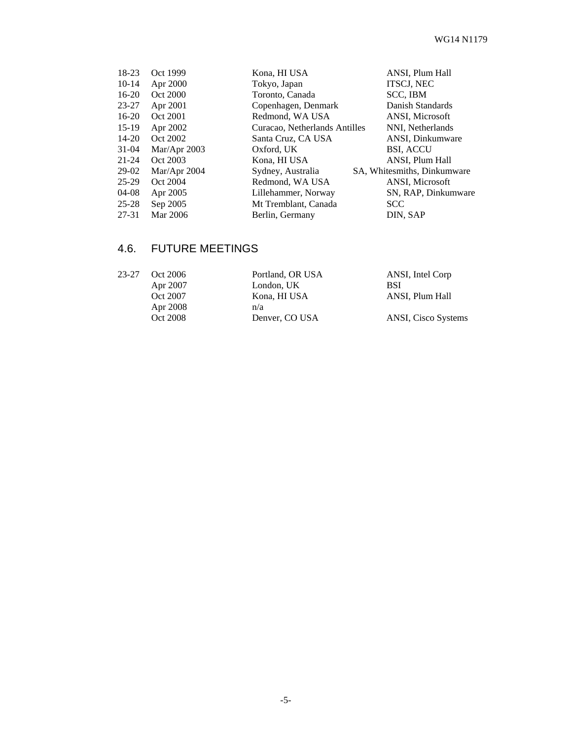| | | | |
|---|---|---|---|
| 18-23 | Oct 1999 | Kona, HI USA | ANSI, Plum Hall |
| 10-14 | Apr 2000 | Tokyo, Japan | ITSCJ, NEC |
| 16-20 | Oct 2000 | Toronto, Canada | SCC, IBM |
| 23-27 | Apr 2001 | Copenhagen, Denmark | Danish Standards |
| 16-20 | Oct 2001 | Redmond, WA USA | ANSI, Microsoft |
| 15-19 | Apr 2002 | Curacao, Netherlands Antilles | NNI, Netherlands |
| 14-20 | Oct 2002 | Santa Cruz, CA USA | ANSI, Dinkumware |
| 31-04 | Mar/Apr 2003 | Oxford, UK | BSI, ACCU |
| 21-24 | Oct 2003 | Kona, HI USA | ANSI, Plum Hall |
| 29-02 | Mar/Apr 2004 | Sydney, Australia | SA, Whitesmiths, Dinkumware |
| 25-29 | Oct 2004 | Redmond, WA USA | ANSI, Microsoft |
| 04-08 | Apr 2005 | Lillehammer, Norway | SN, RAP, Dinkumware |
| 25-28 | Sep 2005 | Mt Tremblant, Canada | SCC |
| 27-31 | Mar 2006 | Berlin, Germany | DIN, SAP |

## 4.6. FUTURE MEETINGS

| | | | |
|---|---|---|---|
| 23-27 | Oct 2006 | Portland, OR USA | ANSI, Intel Corp |
| | Apr 2007 | London, UK | BSI |
| | Oct 2007 | Kona, HI USA | ANSI, Plum Hall |
| | Apr 2008 | n/a | |
| | Oct 2008 | Denver, CO USA | ANSI, Cisco Systems |